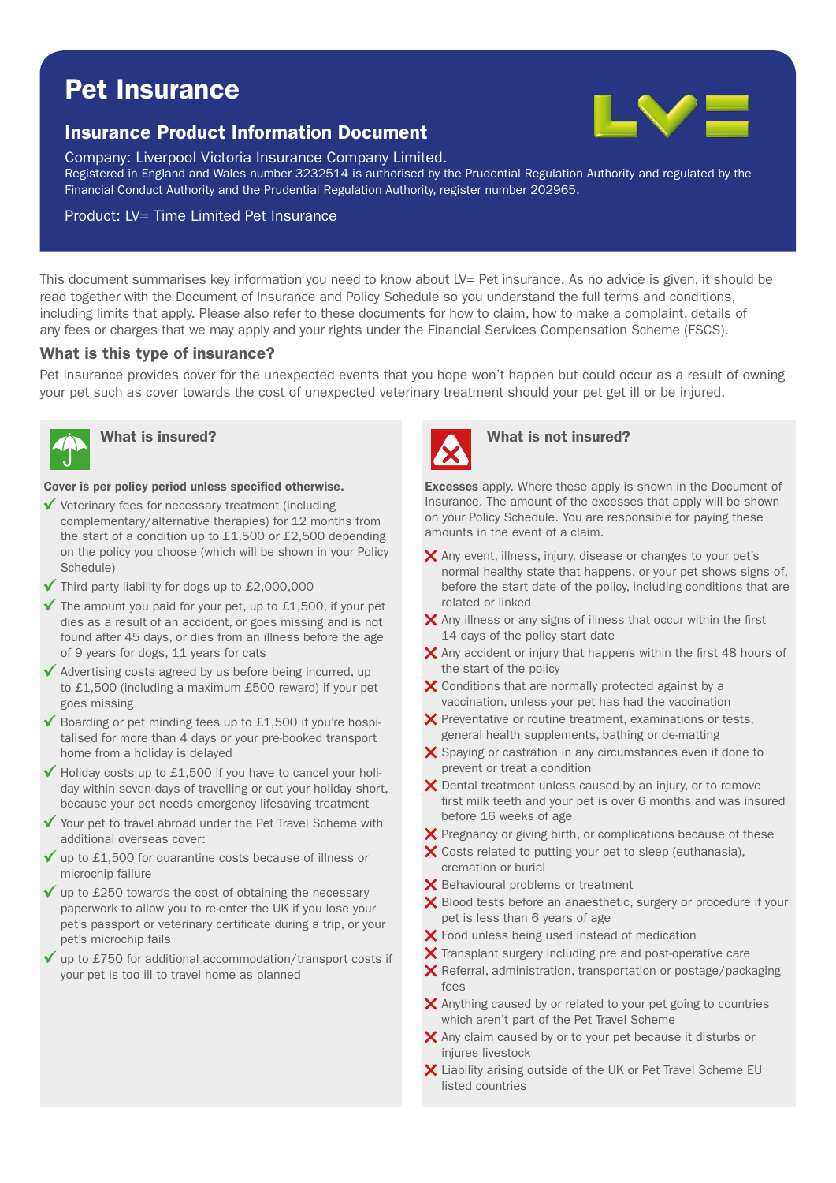# Pet Insurance

## Insurance Product Information Document

Company: Liverpool Victoria Insurance Company Limited.
Registered in England and Wales number 3232514 is authorised by the Prudential Regulation Authority and regulated by the Financial Conduct Authority and the Prudential Regulation Authority, register number 202965.

Product: LV= Time Limited Pet Insurance

This document summarises key information you need to know about LV= Pet insurance. As no advice is given, it should be read together with the Document of Insurance and Policy Schedule so you understand the full terms and conditions, including limits that apply. Please also refer to these documents for how to claim, how to make a complaint, details of any fees or charges that we may apply and your rights under the Financial Services Compensation Scheme (FSCS).

### What is this type of insurance?

Pet insurance provides cover for the unexpected events that you hope won't happen but could occur as a result of owning your pet such as cover towards the cost of unexpected veterinary treatment should your pet get ill or be injured.

### What is insured?

**Cover is per policy period unless specified otherwise.**

- ✓ Veterinary fees for necessary treatment (including complementary/alternative therapies) for 12 months from the start of a condition up to £1,500 or £2,500 depending on the policy you choose (which will be shown in your Policy Schedule)
- ✓ Third party liability for dogs up to £2,000,000
- ✓ The amount you paid for your pet, up to £1,500, if your pet dies as a result of an accident, or goes missing and is not found after 45 days, or dies from an illness before the age of 9 years for dogs, 11 years for cats
- ✓ Advertising costs agreed by us before being incurred, up to £1,500 (including a maximum £500 reward) if your pet goes missing
- ✓ Boarding or pet minding fees up to £1,500 if you're hospitalised for more than 4 days or your pre-booked transport home from a holiday is delayed
- ✓ Holiday costs up to £1,500 if you have to cancel your holiday within seven days of travelling or cut your holiday short, because your pet needs emergency lifesaving treatment
- ✓ Your pet to travel abroad under the Pet Travel Scheme with additional overseas cover:
- ✓ up to £1,500 for quarantine costs because of illness or microchip failure
- ✓ up to £250 towards the cost of obtaining the necessary paperwork to allow you to re-enter the UK if you lose your pet's passport or veterinary certificate during a trip, or your pet's microchip fails
- ✓ up to £750 for additional accommodation/transport costs if your pet is too ill to travel home as planned

### What is not insured?

**Excesses** apply. Where these apply is shown in the Document of Insurance. The amount of the excesses that apply will be shown on your Policy Schedule. You are responsible for paying these amounts in the event of a claim.

- ✗ Any event, illness, injury, disease or changes to your pet's normal healthy state that happens, or your pet shows signs of, before the start date of the policy, including conditions that are related or linked
- ✗ Any illness or any signs of illness that occur within the first 14 days of the policy start date
- ✗ Any accident or injury that happens within the first 48 hours of the start of the policy
- ✗ Conditions that are normally protected against by a vaccination, unless your pet has had the vaccination
- ✗ Preventative or routine treatment, examinations or tests, general health supplements, bathing or de-matting
- ✗ Spaying or castration in any circumstances even if done to prevent or treat a condition
- ✗ Dental treatment unless caused by an injury, or to remove first milk teeth and your pet is over 6 months and was insured before 16 weeks of age
- ✗ Pregnancy or giving birth, or complications because of these
- ✗ Costs related to putting your pet to sleep (euthanasia), cremation or burial
- ✗ Behavioural problems or treatment
- ✗ Blood tests before an anaesthetic, surgery or procedure if your pet is less than 6 years of age
- ✗ Food unless being used instead of medication
- ✗ Transplant surgery including pre and post-operative care
- ✗ Referral, administration, transportation or postage/packaging fees
- ✗ Anything caused by or related to your pet going to countries which aren't part of the Pet Travel Scheme
- ✗ Any claim caused by or to your pet because it disturbs or injures livestock
- ✗ Liability arising outside of the UK or Pet Travel Scheme EU listed countries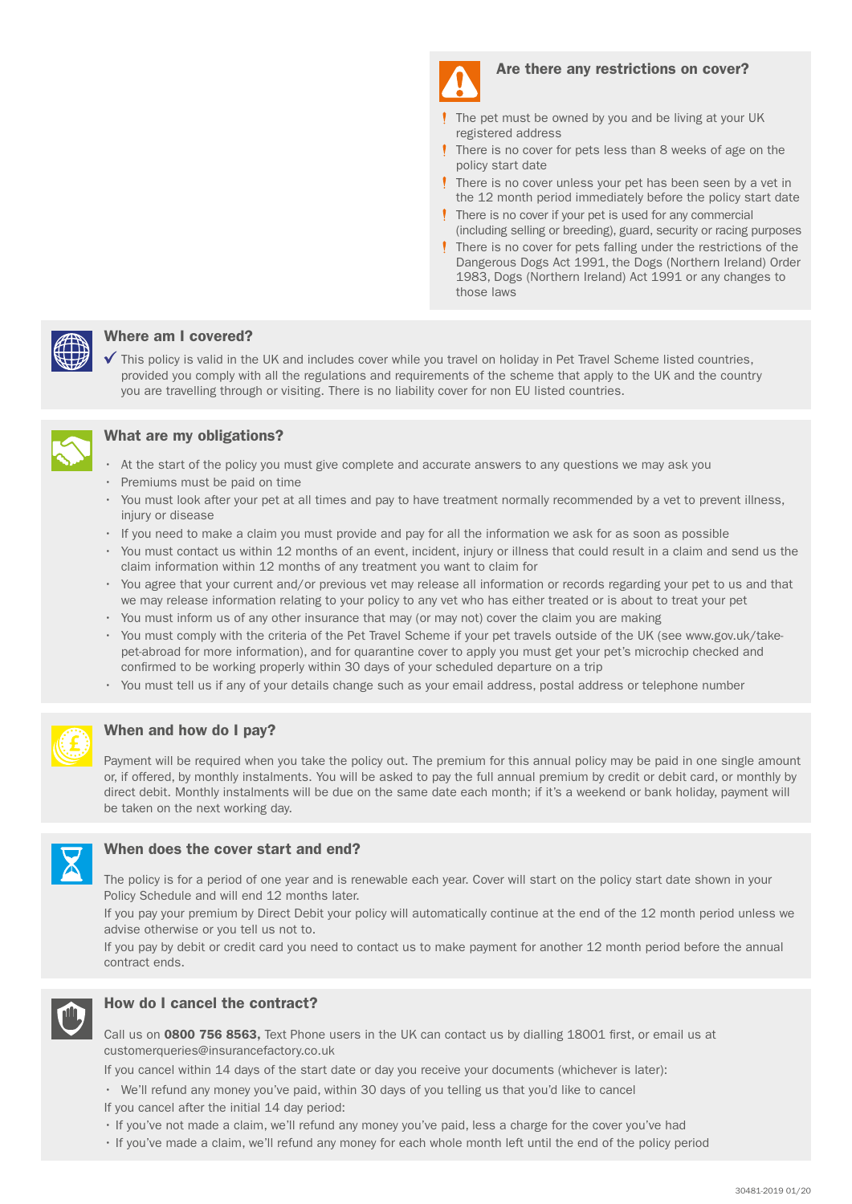## Are there any restrictions on cover?

- The pet must be owned by you and be living at your UK registered address
- There is no cover for pets less than 8 weeks of age on the policy start date
- There is no cover unless your pet has been seen by a vet in the 12 month period immediately before the policy start date
- There is no cover if your pet is used for any commercial (including selling or breeding), guard, security or racing purposes
- There is no cover for pets falling under the restrictions of the Dangerous Dogs Act 1991, the Dogs (Northern Ireland) Order 1983, Dogs (Northern Ireland) Act 1991 or any changes to those laws

## Where am I covered?

✓ This policy is valid in the UK and includes cover while you travel on holiday in Pet Travel Scheme listed countries, provided you comply with all the regulations and requirements of the scheme that apply to the UK and the country you are travelling through or visiting. There is no liability cover for non EU listed countries.

## What are my obligations?

- At the start of the policy you must give complete and accurate answers to any questions we may ask you
- Premiums must be paid on time
- You must look after your pet at all times and pay to have treatment normally recommended by a vet to prevent illness, injury or disease
- If you need to make a claim you must provide and pay for all the information we ask for as soon as possible
- You must contact us within 12 months of an event, incident, injury or illness that could result in a claim and send us the claim information within 12 months of any treatment you want to claim for
- You agree that your current and/or previous vet may release all information or records regarding your pet to us and that we may release information relating to your policy to any vet who has either treated or is about to treat your pet
- You must inform us of any other insurance that may (or may not) cover the claim you are making
- You must comply with the criteria of the Pet Travel Scheme if your pet travels outside of the UK (see www.gov.uk/take-pet-abroad for more information), and for quarantine cover to apply you must get your pet's microchip checked and confirmed to be working properly within 30 days of your scheduled departure on a trip
- You must tell us if any of your details change such as your email address, postal address or telephone number

## When and how do I pay?

Payment will be required when you take the policy out. The premium for this annual policy may be paid in one single amount or, if offered, by monthly instalments. You will be asked to pay the full annual premium by credit or debit card, or monthly by direct debit. Monthly instalments will be due on the same date each month; if it's a weekend or bank holiday, payment will be taken on the next working day.

## When does the cover start and end?

The policy is for a period of one year and is renewable each year. Cover will start on the policy start date shown in your Policy Schedule and will end 12 months later.

If you pay your premium by Direct Debit your policy will automatically continue at the end of the 12 month period unless we advise otherwise or you tell us not to.

If you pay by debit or credit card you need to contact us to make payment for another 12 month period before the annual contract ends.

## How do I cancel the contract?

Call us on **0800 756 8563,** Text Phone users in the UK can contact us by dialling 18001 first, or email us at customerqueries@insurancefactory.co.uk

If you cancel within 14 days of the start date or day you receive your documents (whichever is later):

- We'll refund any money you've paid, within 30 days of you telling us that you'd like to cancel

If you cancel after the initial 14 day period:

- If you've not made a claim, we'll refund any money you've paid, less a charge for the cover you've had
- If you've made a claim, we'll refund any money for each whole month left until the end of the policy period

30481-2019 01/20